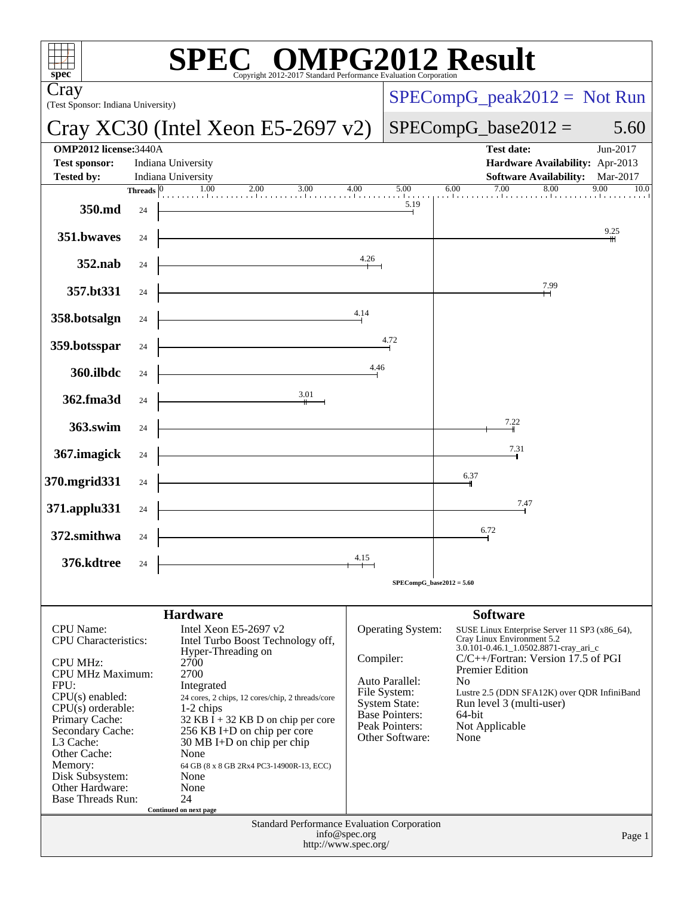# SPEC OMPG2012 Result

Copyright 2012-2017 Standard Performance Evaluation Corporation

**Cray**
(Test Sponsor: Indiana University)

## Cray XC30 (Intel Xeon E5-2697 v2)

SPECompG_peak2012 = Not Run

SPECompG_base2012 = 5.60

| | | | |
|---|---|---|---|
| **OMP2012 license:** | 3440A | **Test date:** | Jun-2017 |
| **Test sponsor:** | Indiana University | **Hardware Availability:** | Apr-2013 |
| **Tested by:** | Indiana University | **Software Availability:** | Mar-2017 |

| Benchmark | Threads | Base Ratio |
|---|---|---|
| 350.md | 24 | 5.19 |
| 351.bwaves | 24 | 9.25 |
| 352.nab | 24 | 4.26 |
| 357.bt331 | 24 | 7.99 |
| 358.botsalgn | 24 | 4.14 |
| 359.botsspar | 24 | 4.72 |
| 360.ilbdc | 24 | 4.46 |
| 362.fma3d | 24 | 3.01 |
| 363.swim | 24 | 7.22 |
| 367.imagick | 24 | 7.31 |
| 370.mgrid331 | 24 | 6.37 |
| 371.applu331 | 24 | 7.47 |
| 372.smithwa | 24 | 6.72 |
| 376.kdtree | 24 | 4.15 |

SPECompG_base2012 = 5.60

### Hardware

| | |
|---|---|
| CPU Name: | Intel Xeon E5-2697 v2 |
| CPU Characteristics: | Intel Turbo Boost Technology off, Hyper-Threading on |
| CPU MHz: | 2700 |
| CPU MHz Maximum: | 2700 |
| FPU: | Integrated |
| CPU(s) enabled: | 24 cores, 2 chips, 12 cores/chip, 2 threads/core |
| CPU(s) orderable: | 1-2 chips |
| Primary Cache: | 32 KB I + 32 KB D on chip per core |
| Secondary Cache: | 256 KB I+D on chip per core |
| L3 Cache: | 30 MB I+D on chip per chip |
| Other Cache: | None |
| Memory: | 64 GB (8 x 8 GB 2Rx4 PC3-14900R-13, ECC) |
| Disk Subsystem: | None |
| Other Hardware: | None |
| Base Threads Run: | 24 |

Continued on next page

### Software

| | |
|---|---|
| Operating System: | SUSE Linux Enterprise Server 11 SP3 (x86_64), Cray Linux Environment 5.2 3.0.101-0.46.1_1.0502.8871-cray_ari_c |
| Compiler: | C/C++/Fortran: Version 17.5 of PGI Premier Edition |
| Auto Parallel: | No |
| File System: | Lustre 2.5 (DDN SFA12K) over QDR InfiniBand |
| System State: | Run level 3 (multi-user) |
| Base Pointers: | 64-bit |
| Peak Pointers: | Not Applicable |
| Other Software: | None |

Standard Performance Evaluation Corporation
info@spec.org
http://www.spec.org/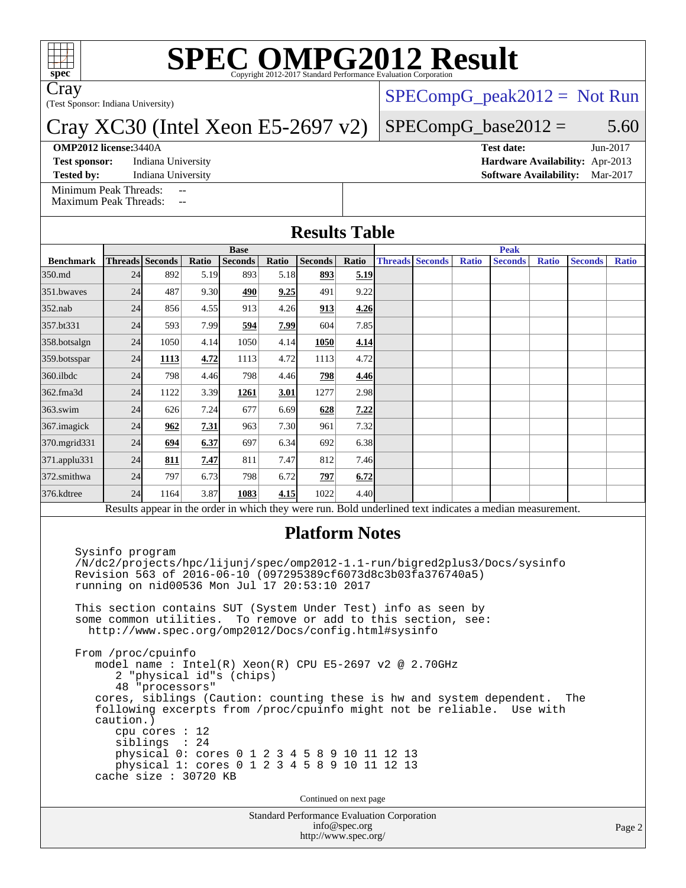# SPEC OMPG2012 Result

Copyright 2012-2017 Standard Performance Evaluation Corporation

Cray
(Test Sponsor: Indiana University)

## Cray XC30 (Intel Xeon E5-2697 v2)

SPECompG_peak2012 = Not Run

SPECompG_base2012 = 5.60

**OMP2012 license:** 3440A
**Test sponsor:** Indiana University
**Tested by:** Indiana University

**Test date:** Jun-2017
**Hardware Availability:** Apr-2013
**Software Availability:** Mar-2017

Minimum Peak Threads: --
Maximum Peak Threads: --

## Results Table

| Benchmark | Base | | | | | | | Peak | | | | | | |
|---|---|---|---|---|---|---|---|---|---|---|---|---|---|---|
| | Threads | Seconds | Ratio | Seconds | Ratio | Seconds | Ratio | Threads | Seconds | Ratio | Seconds | Ratio | Seconds | Ratio |
| 350.md | 24 | 892 | 5.19 | 893 | 5.18 | **893** | **5.19** | | | | | | | |
| 351.bwaves | 24 | 487 | 9.30 | **490** | **9.25** | 491 | 9.22 | | | | | | | |
| 352.nab | 24 | 856 | 4.55 | 913 | 4.26 | **913** | **4.26** | | | | | | | |
| 357.bt331 | 24 | 593 | 7.99 | **594** | **7.99** | 604 | 7.85 | | | | | | | |
| 358.botsalgn | 24 | 1050 | 4.14 | 1050 | 4.14 | **1050** | **4.14** | | | | | | | |
| 359.botsspar | 24 | **1113** | **4.72** | 1113 | 4.72 | 1113 | 4.72 | | | | | | | |
| 360.ilbdc | 24 | 798 | 4.46 | 798 | 4.46 | **798** | **4.46** | | | | | | | |
| 362.fma3d | 24 | 1122 | 3.39 | **1261** | **3.01** | 1277 | 2.98 | | | | | | | |
| 363.swim | 24 | 626 | 7.24 | 677 | 6.69 | **628** | **7.22** | | | | | | | |
| 367.imagick | 24 | **962** | **7.31** | 963 | 7.30 | 961 | 7.32 | | | | | | | |
| 370.mgrid331 | 24 | **694** | **6.37** | 697 | 6.34 | 692 | 6.38 | | | | | | | |
| 371.applu331 | 24 | **811** | **7.47** | 811 | 7.47 | 812 | 7.46 | | | | | | | |
| 372.smithwa | 24 | 797 | 6.73 | 798 | 6.72 | **797** | **6.72** | | | | | | | |
| 376.kdtree | 24 | 1164 | 3.87 | **1083** | **4.15** | 1022 | 4.40 | | | | | | | |

Results appear in the order in which they were run. Bold underlined text indicates a median measurement.

## Platform Notes

```
Sysinfo program
/N/dc2/projects/hpc/lijunj/spec/omp2012-1.1-run/bigred2plus3/Docs/sysinfo
Revision 563 of 2016-06-10 (097295389cf6073d8c3b03fa376740a5)
running on nid00536 Mon Jul 17 20:53:10 2017

This section contains SUT (System Under Test) info as seen by
some common utilities.  To remove or add to this section, see:
  http://www.spec.org/omp2012/Docs/config.html#sysinfo

From /proc/cpuinfo
   model name : Intel(R) Xeon(R) CPU E5-2697 v2 @ 2.70GHz
      2 "physical id"s (chips)
      48 "processors"
   cores, siblings (Caution: counting these is hw and system dependent.  The
   following excerpts from /proc/cpuinfo might not be reliable.  Use with
   caution.)
      cpu cores : 12
      siblings  : 24
      physical 0: cores 0 1 2 3 4 5 8 9 10 11 12 13
      physical 1: cores 0 1 2 3 4 5 8 9 10 11 12 13
   cache size : 30720 KB
```

Continued on next page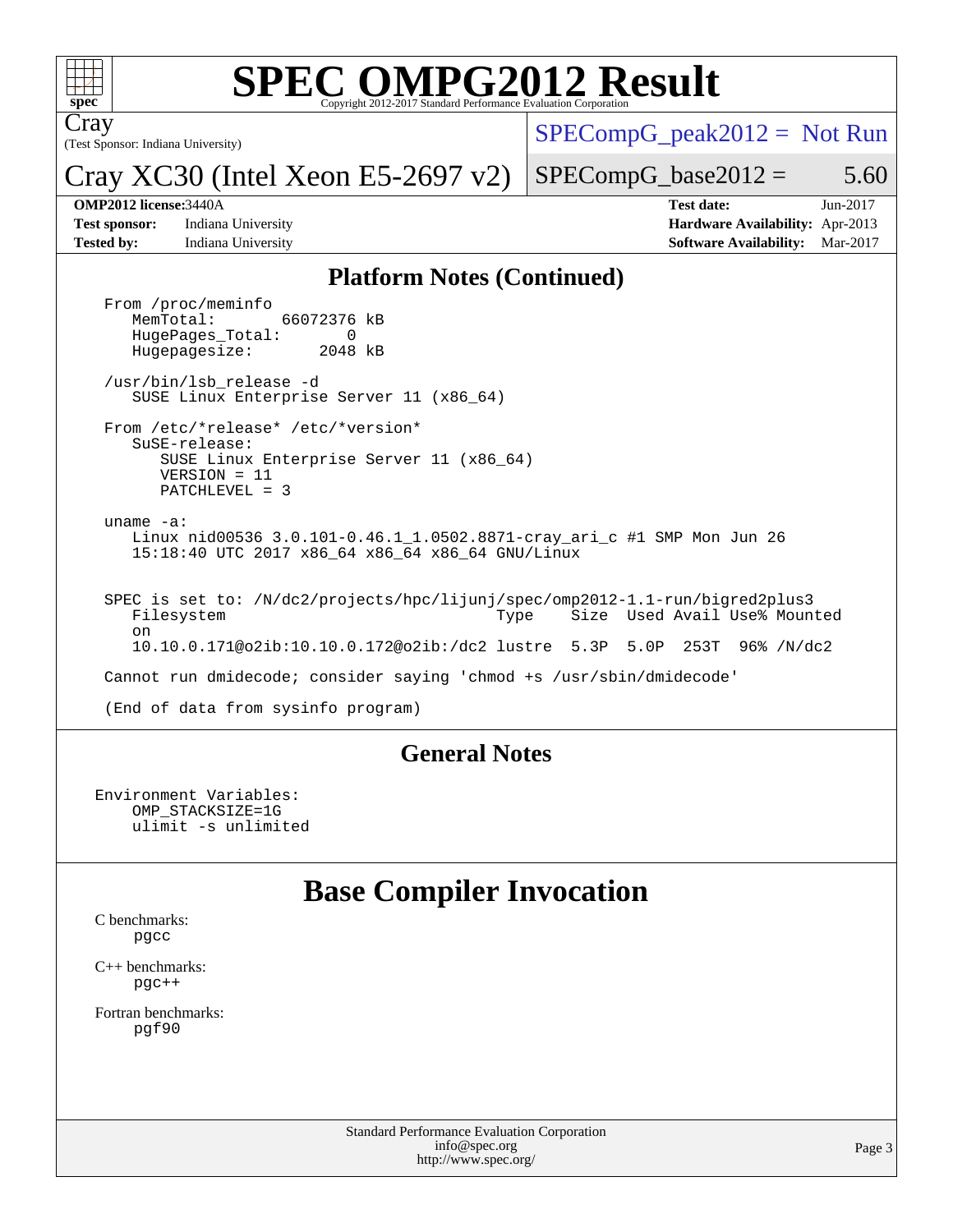# SPEC OMPG2012 Result

Copyright 2012-2017 Standard Performance Evaluation Corporation

Cray
(Test Sponsor: Indiana University)

## Cray XC30 (Intel Xeon E5-2697 v2)

SPECompG_peak2012 = Not Run

SPECompG_base2012 = 5.60

**OMP2012 license:** 3440A
**Test sponsor:** Indiana University
**Tested by:** Indiana University

**Test date:** Jun-2017
**Hardware Availability:** Apr-2013
**Software Availability:** Mar-2017

### Platform Notes (Continued)

```
From /proc/meminfo
   MemTotal:       66072376 kB
   HugePages_Total:       0
   Hugepagesize:       2048 kB

/usr/bin/lsb_release -d
   SUSE Linux Enterprise Server 11 (x86_64)

From /etc/*release* /etc/*version*
   SuSE-release:
      SUSE Linux Enterprise Server 11 (x86_64)
      VERSION = 11
      PATCHLEVEL = 3

uname -a:
   Linux nid00536 3.0.101-0.46.1_1.0502.8871-cray_ari_c #1 SMP Mon Jun 26
   15:18:40 UTC 2017 x86_64 x86_64 x86_64 GNU/Linux


SPEC is set to: /N/dc2/projects/hpc/lijunj/spec/omp2012-1.1-run/bigred2plus3
   Filesystem                                  Type    Size  Used Avail Use% Mounted
   on
   10.10.0.171@o2ib:10.10.0.172@o2ib:/dc2 lustre  5.3P  5.0P  253T  96% /N/dc2

Cannot run dmidecode; consider saying 'chmod +s /usr/sbin/dmidecode'

(End of data from sysinfo program)
```

### General Notes

```
Environment Variables:
    OMP_STACKSIZE=1G
    ulimit -s unlimited
```

## Base Compiler Invocation

C benchmarks:
pgcc

C++ benchmarks:
pgc++

Fortran benchmarks:
pgf90

Standard Performance Evaluation Corporation
info@spec.org
http://www.spec.org/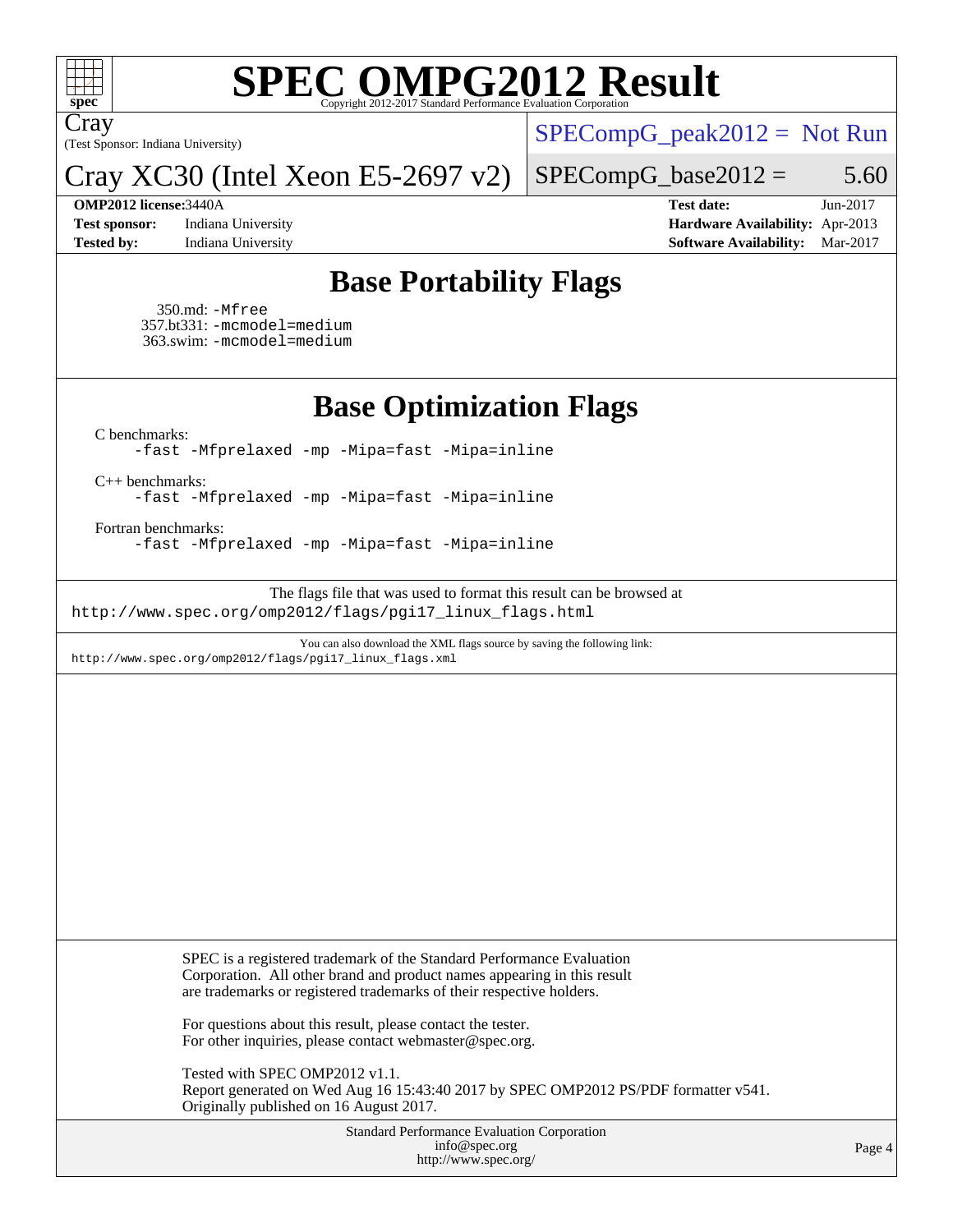# SPEC OMPG2012 Result

Copyright 2012-2017 Standard Performance Evaluation Corporation

Cray
(Test Sponsor: Indiana University)

Cray XC30 (Intel Xeon E5-2697 v2)

SPECompG_peak2012 = Not Run

SPECompG_base2012 = 5.60

**OMP2012 license:** 3440A
**Test sponsor:** Indiana University
**Tested by:** Indiana University

**Test date:** Jun-2017
**Hardware Availability:** Apr-2013
**Software Availability:** Mar-2017

## Base Portability Flags

350.md: -Mfree
357.bt331: -mcmodel=medium
363.swim: -mcmodel=medium

## Base Optimization Flags

C benchmarks:
-fast -Mfprelaxed -mp -Mipa=fast -Mipa=inline

C++ benchmarks:
-fast -Mfprelaxed -mp -Mipa=fast -Mipa=inline

Fortran benchmarks:
-fast -Mfprelaxed -mp -Mipa=fast -Mipa=inline

The flags file that was used to format this result can be browsed at
http://www.spec.org/omp2012/flags/pgi17_linux_flags.html

You can also download the XML flags source by saving the following link:
http://www.spec.org/omp2012/flags/pgi17_linux_flags.xml

SPEC is a registered trademark of the Standard Performance Evaluation Corporation. All other brand and product names appearing in this result are trademarks or registered trademarks of their respective holders.

For questions about this result, please contact the tester.
For other inquiries, please contact webmaster@spec.org.

Tested with SPEC OMP2012 v1.1.
Report generated on Wed Aug 16 15:43:40 2017 by SPEC OMP2012 PS/PDF formatter v541.
Originally published on 16 August 2017.

Standard Performance Evaluation Corporation
info@spec.org
http://www.spec.org/